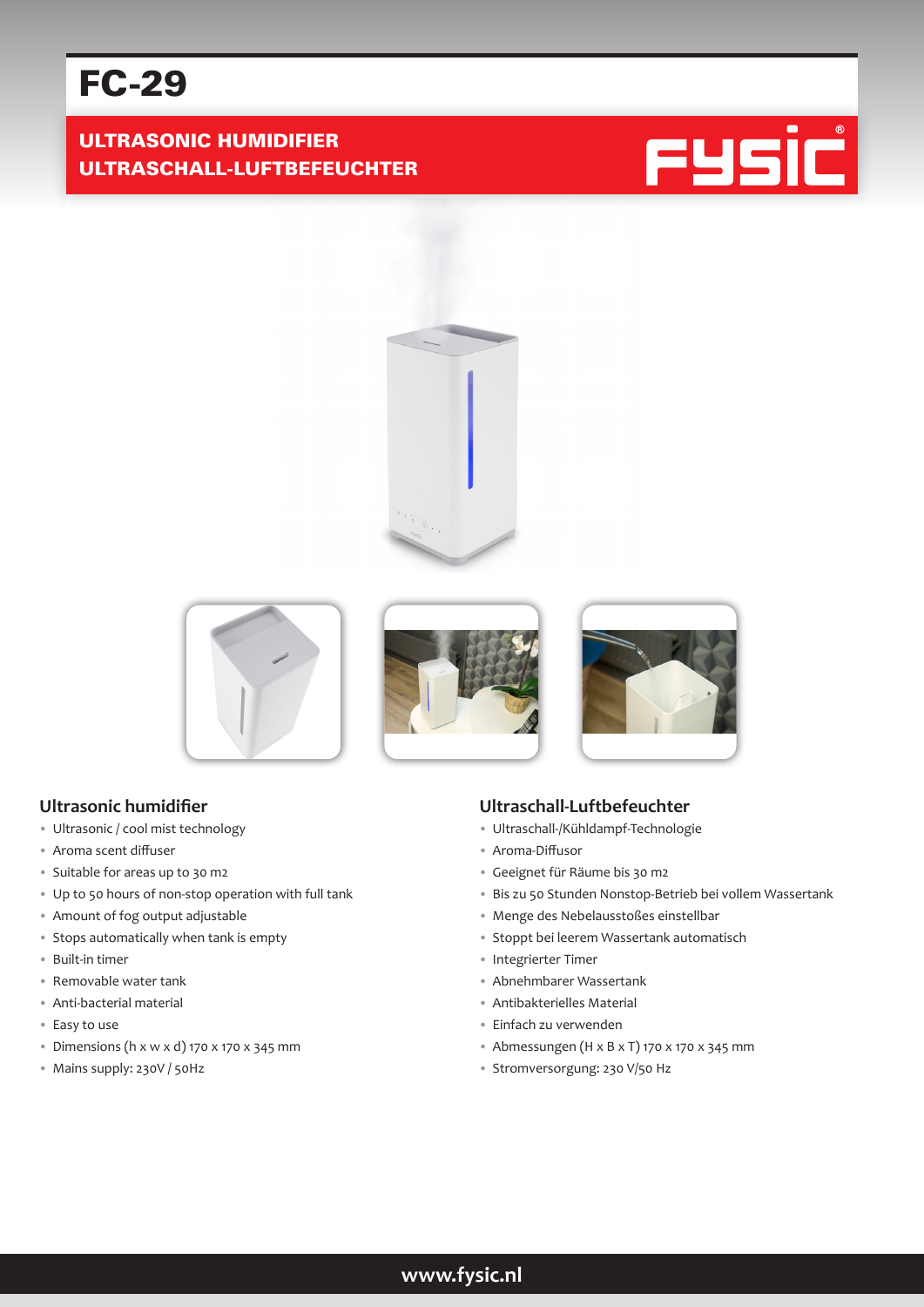# FC-29

**ULTRASONIC HUMIDIFIER**
**ULTRASCHALL-LUFTBEFEUCHTER**

FYSIC®

## Ultrasonic humidifier

- Ultrasonic / cool mist technology
- Aroma scent diffuser
- Suitable for areas up to 30 m2
- Up to 50 hours of non-stop operation with full tank
- Amount of fog output adjustable
- Stops automatically when tank is empty
- Built-in timer
- Removable water tank
- Anti-bacterial material
- Easy to use
- Dimensions (h x w x d) 170 x 170 x 345 mm
- Mains supply: 230V / 50Hz

## Ultraschall-Luftbefeuchter

- Ultraschall-/Kühldampf-Technologie
- Aroma-Diffusor
- Geeignet für Räume bis 30 m2
- Bis zu 50 Stunden Nonstop-Betrieb bei vollem Wassertank
- Menge des Nebelausstoßes einstellbar
- Stoppt bei leerem Wassertank automatisch
- Integrierter Timer
- Abnehmbarer Wassertank
- Antibakterielles Material
- Einfach zu verwenden
- Abmessungen (H x B x T) 170 x 170 x 345 mm
- Stromversorgung: 230 V/50 Hz

www.fysic.nl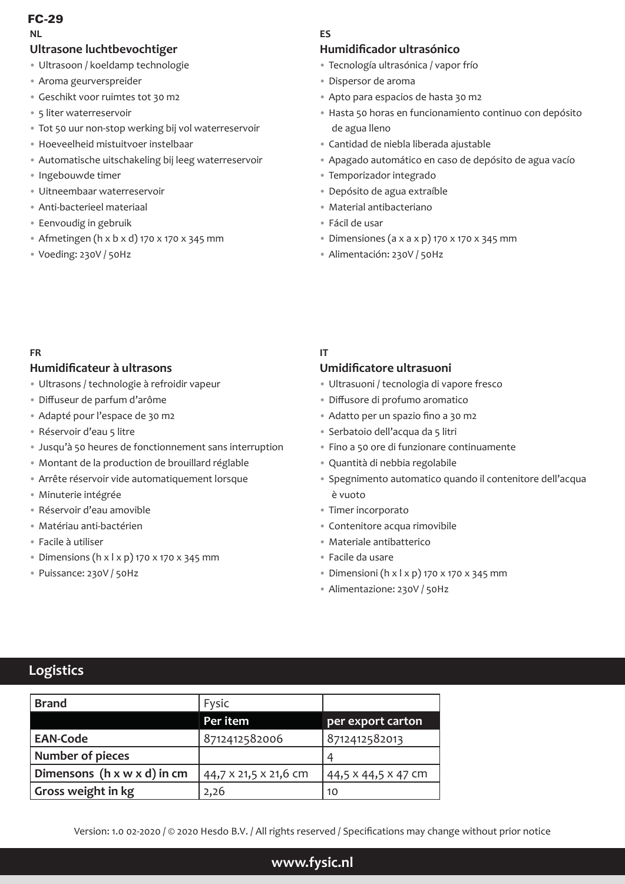**FC-29**

NL

## Ultrasone luchtbevochtiger

- Ultrasoon / koeldamp technologie
- Aroma geurverspreider
- Geschikt voor ruimtes tot 30 m2
- 5 liter waterreservoir
- Tot 50 uur non-stop werking bij vol waterreservoir
- Hoeveelheid mistuitvoer instelbaar
- Automatische uitschakeling bij leeg waterreservoir
- Ingebouwde timer
- Uitneembaar waterreservoir
- Anti-bacterieel materiaal
- Eenvoudig in gebruik
- Afmetingen (h x b x d) 170 x 170 x 345 mm
- Voeding: 230V / 50Hz

ES

## Humidificador ultrasónico

- Tecnología ultrasónica / vapor frío
- Dispersor de aroma
- Apto para espacios de hasta 30 m2
- Hasta 50 horas en funcionamiento continuo con depósito de agua lleno
- Cantidad de niebla liberada ajustable
- Apagado automático en caso de depósito de agua vacío
- Temporizador integrado
- Depósito de agua extraíble
- Material antibacteriano
- Fácil de usar
- Dimensiones (a x a x p) 170 x 170 x 345 mm
- Alimentación: 230V / 50Hz

FR

## Humidificateur à ultrasons

- Ultrasons / technologie à refroidir vapeur
- Diffuseur de parfum d'arôme
- Adapté pour l'espace de 30 m2
- Réservoir d'eau 5 litre
- Jusqu'à 50 heures de fonctionnement sans interruption
- Montant de la production de brouillard réglable
- Arrête réservoir vide automatiquement lorsque
- Minuterie intégrée
- Réservoir d'eau amovible
- Matériau anti-bactérien
- Facile à utiliser
- Dimensions (h x l x p) 170 x 170 x 345 mm
- Puissance: 230V / 50Hz

IT

## Umidificatore ultrasuoni

- Ultrasuoni / tecnologia di vapore fresco
- Diffusore di profumo aromatico
- Adatto per un spazio fino a 30 m2
- Serbatoio dell'acqua da 5 litri
- Fino a 50 ore di funzionare continuamente
- Quantità di nebbia regolabile
- Spegnimento automatico quando il contenitore dell'acqua è vuoto
- Timer incorporato
- Contenitore acqua rimovibile
- Materiale antibatterico
- Facile da usare
- Dimensioni (h x l x p) 170 x 170 x 345 mm
- Alimentazione: 230V / 50Hz

## Logistics

| Brand | Fysic | |
|---|---|---|
| | **Per item** | **per export carton** |
| **EAN-Code** | 8712412582006 | 8712412582013 |
| **Number of pieces** | | 4 |
| **Dimensons (h x w x d) in cm** | 44,7 x 21,5 x 21,6 cm | 44,5 x 44,5 x 47 cm |
| **Gross weight in kg** | 2,26 | 10 |

Version: 1.0 02-2020 / © 2020 Hesdo B.V. / All rights reserved / Specifications may change without prior notice

**www.fysic.nl**